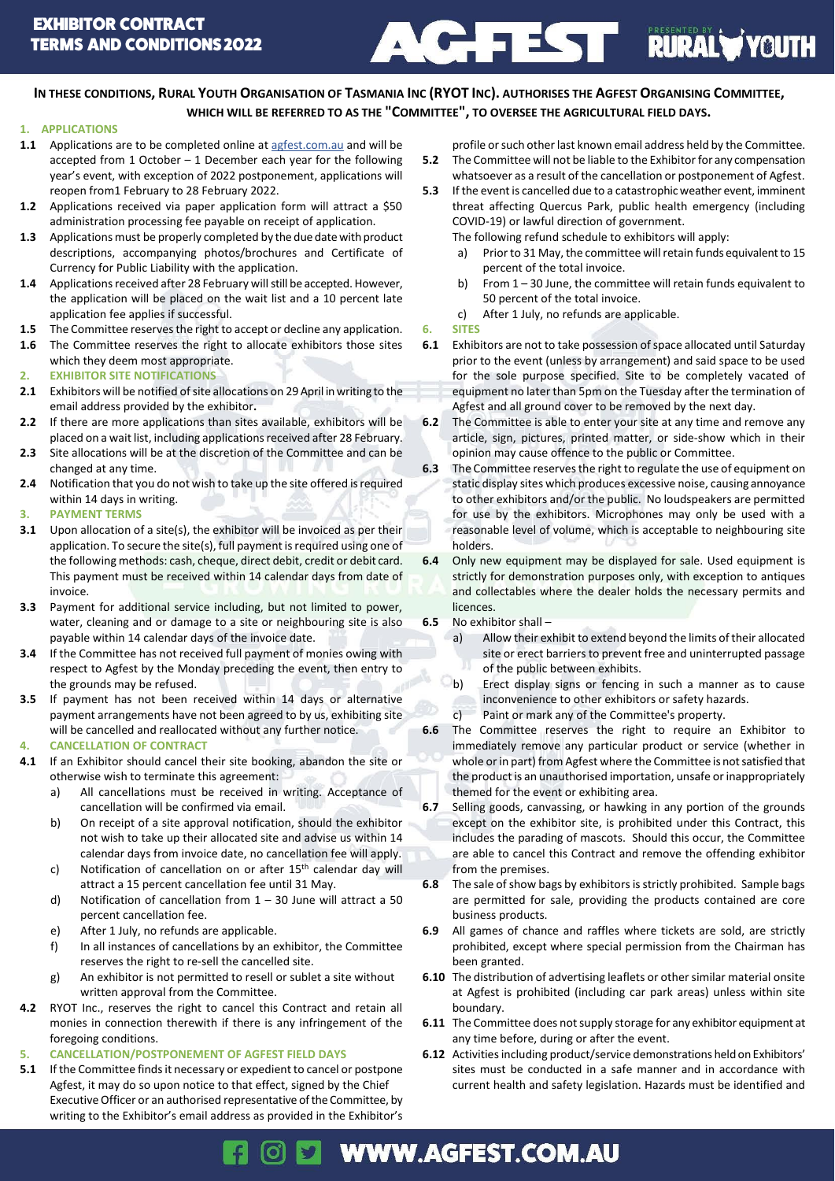# EXHIBITOR CONTRACT TERMS AND CONDITIONS 2022

**IN THESE CONDITIONS, RURAL YOUTH ORGANISATION OF TASMANIA INC (RYOT INC). AUTHORISES THE AGFEST ORGANISING COMMITTEE, WHICH WILL BE REFERRED TO AS THE "COMMITTEE", TO OVERSEE THE AGRICULTURAL FIELD DAYS.**

## 1. APPLICATIONS

**1.1** Applications are to be completed online at agfest.com.au and will be accepted from 1 October – 1 December each year for the following year's event, with exception of 2022 postponement, applications will reopen from1 February to 28 February 2022.

**1.2** Applications received via paper application form will attract a $50 administration processing fee payable on receipt of application.

**1.3** Applications must be properly completed by the due date with product descriptions, accompanying photos/brochures and Certificate of Currency for Public Liability with the application.

**1.4** Applications received after 28 February will still be accepted. However, the application will be placed on the wait list and a 10 percent late application fee applies if successful.

**1.5** The Committee reserves the right to accept or decline any application.

**1.6** The Committee reserves the right to allocate exhibitors those sites which they deem most appropriate.

## 2. EXHIBITOR SITE NOTIFICATIONS

**2.1** Exhibitors will be notified of site allocations on 29 April in writing to the email address provided by the exhibitor**.**

**2.2** If there are more applications than sites available, exhibitors will be placed on a wait list, including applications received after 28 February.

**2.3** Site allocations will be at the discretion of the Committee and can be changed at any time.

**2.4** Notification that you do not wish to take up the site offered is required within 14 days in writing.

## 3. PAYMENT TERMS

**3.1** Upon allocation of a site(s), the exhibitor will be invoiced as per their application. To secure the site(s), full payment is required using one of the following methods: cash, cheque, direct debit, credit or debit card. This payment must be received within 14 calendar days from date of invoice.

**3.3** Payment for additional service including, but not limited to power, water, cleaning and or damage to a site or neighbouring site is also payable within 14 calendar days of the invoice date.

**3.4** If the Committee has not received full payment of monies owing with respect to Agfest by the Monday preceding the event, then entry to the grounds may be refused.

**3.5** If payment has not been received within 14 days or alternative payment arrangements have not been agreed to by us, exhibiting site will be cancelled and reallocated without any further notice.

## 4. CANCELLATION OF CONTRACT

**4.1** If an Exhibitor should cancel their site booking, abandon the site or otherwise wish to terminate this agreement:

- a) All cancellations must be received in writing. Acceptance of cancellation will be confirmed via email.
- b) On receipt of a site approval notification, should the exhibitor not wish to take up their allocated site and advise us within 14 calendar days from invoice date, no cancellation fee will apply.
- c) Notification of cancellation on or after 15th calendar day will attract a 15 percent cancellation fee until 31 May.
- d) Notification of cancellation from 1 – 30 June will attract a 50 percent cancellation fee.
- e) After 1 July, no refunds are applicable.
- f) In all instances of cancellations by an exhibitor, the Committee reserves the right to re-sell the cancelled site.
- g) An exhibitor is not permitted to resell or sublet a site without written approval from the Committee.

**4.2** RYOT Inc., reserves the right to cancel this Contract and retain all monies in connection therewith if there is any infringement of the foregoing conditions.

## 5. CANCELLATION/POSTPONEMENT OF AGFEST FIELD DAYS

**5.1** If the Committee finds it necessary or expedient to cancel or postpone Agfest, it may do so upon notice to that effect, signed by the Chief Executive Officer or an authorised representative of the Committee, by writing to the Exhibitor's email address as provided in the Exhibitor's profile or such other last known email address held by the Committee.

**5.2** The Committee will not be liable to the Exhibitor for any compensation whatsoever as a result of the cancellation or postponement of Agfest.

**5.3** If the event is cancelled due to a catastrophic weather event, imminent threat affecting Quercus Park, public health emergency (including COVID-19) or lawful direction of government.

The following refund schedule to exhibitors will apply:

- a) Prior to 31 May, the committee will retain funds equivalent to 15 percent of the total invoice.
- b) From 1 – 30 June, the committee will retain funds equivalent to 50 percent of the total invoice.
- c) After 1 July, no refunds are applicable.

## 6. SITES

**6.1** Exhibitors are not to take possession of space allocated until Saturday prior to the event (unless by arrangement) and said space to be used for the sole purpose specified. Site to be completely vacated of equipment no later than 5pm on the Tuesday after the termination of Agfest and all ground cover to be removed by the next day.

**6.2** The Committee is able to enter your site at any time and remove any article, sign, pictures, printed matter, or side-show which in their opinion may cause offence to the public or Committee.

**6.3** The Committee reserves the right to regulate the use of equipment on static display sites which produces excessive noise, causing annoyance to other exhibitors and/or the public. No loudspeakers are permitted for use by the exhibitors. Microphones may only be used with a reasonable level of volume, which is acceptable to neighbouring site holders.

**6.4** Only new equipment may be displayed for sale. Used equipment is strictly for demonstration purposes only, with exception to antiques and collectables where the dealer holds the necessary permits and licences.

**6.5** No exhibitor shall –

- a) Allow their exhibit to extend beyond the limits of their allocated site or erect barriers to prevent free and uninterrupted passage of the public between exhibits.
- b) Erect display signs or fencing in such a manner as to cause inconvenience to other exhibitors or safety hazards.
- c) Paint or mark any of the Committee's property.

**6.6** The Committee reserves the right to require an Exhibitor to immediately remove any particular product or service (whether in whole or in part) from Agfest where the Committee is not satisfied that the product is an unauthorised importation, unsafe or inappropriately themed for the event or exhibiting area.

**6.7** Selling goods, canvassing, or hawking in any portion of the grounds except on the exhibitor site, is prohibited under this Contract, this includes the parading of mascots. Should this occur, the Committee are able to cancel this Contract and remove the offending exhibitor from the premises.

**6.8** The sale of show bags by exhibitors is strictly prohibited. Sample bags are permitted for sale, providing the products contained are core business products.

**6.9** All games of chance and raffles where tickets are sold, are strictly prohibited, except where special permission from the Chairman has been granted.

**6.10** The distribution of advertising leaflets or other similar material onsite at Agfest is prohibited (including car park areas) unless within site boundary.

**6.11** The Committee does not supply storage for any exhibitor equipment at any time before, during or after the event.

**6.12** Activities including product/service demonstrations held on Exhibitors' sites must be conducted in a safe manner and in accordance with current health and safety legislation. Hazards must be identified and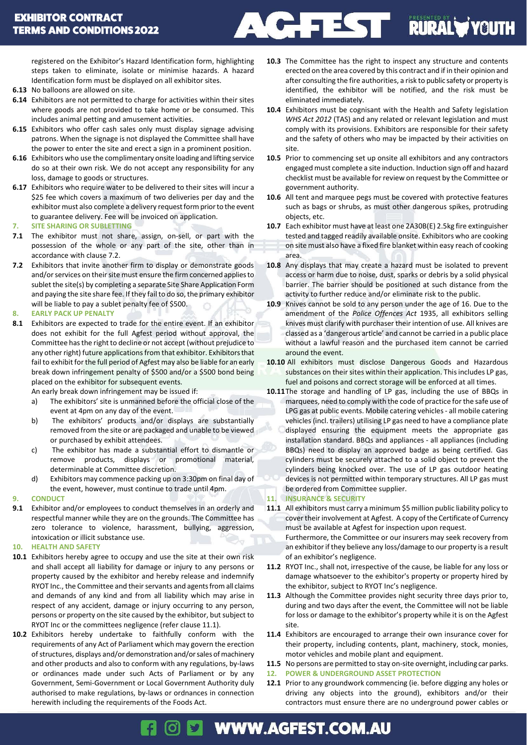registered on the Exhibitor's Hazard Identification form, highlighting steps taken to eliminate, isolate or minimise hazards. A hazard Identification form must be displayed on all exhibitor sites.

**6.13** No balloons are allowed on site.

**6.14** Exhibitors are not permitted to charge for activities within their sites where goods are not provided to take home or be consumed. This includes animal petting and amusement activities.

**6.15** Exhibitors who offer cash sales only must display signage advising patrons. When the signage is not displayed the Committee shall have the power to enter the site and erect a sign in a prominent position.

**6.16** Exhibitors who use the complimentary onsite loading and lifting service do so at their own risk. We do not accept any responsibility for any loss, damage to goods or structures.

**6.17** Exhibitors who require water to be delivered to their sites will incur a $25 fee which covers a maximum of two deliveries per day and the exhibitor must also complete a delivery request form prior to the event to guarantee delivery. Fee will be invoiced on application.

## 7. SITE SHARING OR SUBLETTING

**7.1** The exhibitor must not share, assign, on-sell, or part with the possession of the whole or any part of the site, other than in accordance with clause 7.2.

**7.2** Exhibitors that invite another firm to display or demonstrate goods and/or services on their site must ensure the firm concerned applies to sublet the site(s) by completing a separate Site Share Application Form and paying the site share fee. If they fail to do so, the primary exhibitor will be liable to pay a sublet penalty fee of $500.

## 8. EARLY PACK UP PENALTY

**8.1** Exhibitors are expected to trade for the entire event. If an exhibitor does not exhibit for the full Agfest period without approval, the Committee has the right to decline or not accept (without prejudice to any other right) future applications from that exhibitor. Exhibitors that fail to exhibit for the full period of Agfest may also be liable for an early break down infringement penalty of $500 and/or a $500 bond being placed on the exhibitor for subsequent events.

An early break down infringement may be issued if:

a) The exhibitors' site is unmanned before the official close of the event at 4pm on any day of the event.

b) The exhibitors' products and/or displays are substantially removed from the site or are packaged and unable to be viewed or purchased by exhibit attendees.

c) The exhibitor has made a substantial effort to dismantle or remove products, displays or promotional material, determinable at Committee discretion.

d) Exhibitors may commence packing up on 3:30pm on final day of the event, however, must continue to trade until 4pm.

## 9. CONDUCT

**9.1** Exhibitor and/or employees to conduct themselves in an orderly and respectful manner while they are on the grounds. The Committee has zero tolerance to violence, harassment, bullying, aggression, intoxication or illicit substance use.

## 10. HEALTH AND SAFETY

**10.1** Exhibitors hereby agree to occupy and use the site at their own risk and shall accept all liability for damage or injury to any persons or property caused by the exhibitor and hereby release and indemnify RYOT Inc., the Committee and their servants and agents from all claims and demands of any kind and from all liability which may arise in respect of any accident, damage or injury occurring to any person, persons or property on the site caused by the exhibitor, but subject to RYOT Inc or the committees negligence (refer clause 11.1).

**10.2** Exhibitors hereby undertake to faithfully conform with the requirements of any Act of Parliament which may govern the erection of structures, displays and/or demonstration and/or sales of machinery and other products and also to conform with any regulations, by-laws or ordinances made under such Acts of Parliament or by any Government, Semi-Government or Local Government Authority duly authorised to make regulations, by-laws or ordnances in connection herewith including the requirements of the Foods Act.

**10.3** The Committee has the right to inspect any structure and contents erected on the area covered by this contract and if in their opinion and after consulting the fire authorities, a risk to public safety or property is identified, the exhibitor will be notified, and the risk must be eliminated immediately.

**10.4** Exhibitors must be cognisant with the Health and Safety legislation *WHS Act 2012* (TAS) and any related or relevant legislation and must comply with its provisions. Exhibitors are responsible for their safety and the safety of others who may be impacted by their activities on site.

**10.5** Prior to commencing set up onsite all exhibitors and any contractors engaged must complete a site induction. Induction sign off and hazard checklist must be available for review on request by the Committee or government authority.

**10.6** All tent and marquee pegs must be covered with protective features such as bags or shrubs, as must other dangerous spikes, protruding objects, etc.

**10.7** Each exhibitor must have at least one 2A30B(E) 2.5kg fire extinguisher tested and tagged readily available onsite. Exhibitors who are cooking on site must also have a fixed fire blanket within easy reach of cooking area.

**10.8** Any displays that may create a hazard must be isolated to prevent access or harm due to noise, dust, sparks or debris by a solid physical barrier. The barrier should be positioned at such distance from the activity to further reduce and/or eliminate risk to the public.

**10.9** Knives cannot be sold to any person under the age of 16. Due to the amendment of the *Police Offences Act* 1935, all exhibitors selling knives must clarify with purchaser their intention of use. All knives are classed as a 'dangerous article' and cannot be carried in a public place without a lawful reason and the purchased item cannot be carried around the event.

**10.10** All exhibitors must disclose Dangerous Goods and Hazardous substances on their sites within their application. This includes LP gas, fuel and poisons and correct storage will be enforced at all times.

**10.11** The storage and handling of LP gas, including the use of BBQs in marquees, need to comply with the code of practice for the safe use of LPG gas at public events. Mobile catering vehicles - all mobile catering vehicles (incl. trailers) utilising LP gas need to have a compliance plate displayed ensuring the equipment meets the appropriate gas installation standard. BBQs and appliances - all appliances (including BBQs) need to display an approved badge as being certified. Gas cylinders must be securely attached to a solid object to prevent the cylinders being knocked over. The use of LP gas outdoor heating devices is not permitted within temporary structures. All LP gas must be ordered from Committee supplier.

## 11. INSURANCE & SECURITY

**11.1** All exhibitors must carry a minimum $5 million public liability policy to cover their involvement at Agfest. A copy of the Certificate of Currency must be available at Agfest for inspection upon request.

Furthermore, the Committee or our insurers may seek recovery from an exhibitor if they believe any loss/damage to our property is a result of an exhibitor's negligence.

**11.2** RYOT Inc., shall not, irrespective of the cause, be liable for any loss or damage whatsoever to the exhibitor's property or property hired by the exhibitor, subject to RYOT Inc's negligence.

**11.3** Although the Committee provides night security three days prior to, during and two days after the event, the Committee will not be liable for loss or damage to the exhibitor's property while it is on the Agfest site.

**11.4** Exhibitors are encouraged to arrange their own insurance cover for their property, including contents, plant, machinery, stock, monies, motor vehicles and mobile plant and equipment.

**11.5** No persons are permitted to stay on-site overnight, including car parks.

## 12. POWER & UNDERGROUND ASSET PROTECTION

**12.1** Prior to any groundwork commencing (ie. before digging any holes or driving any objects into the ground), exhibitors and/or their contractors must ensure there are no underground power cables or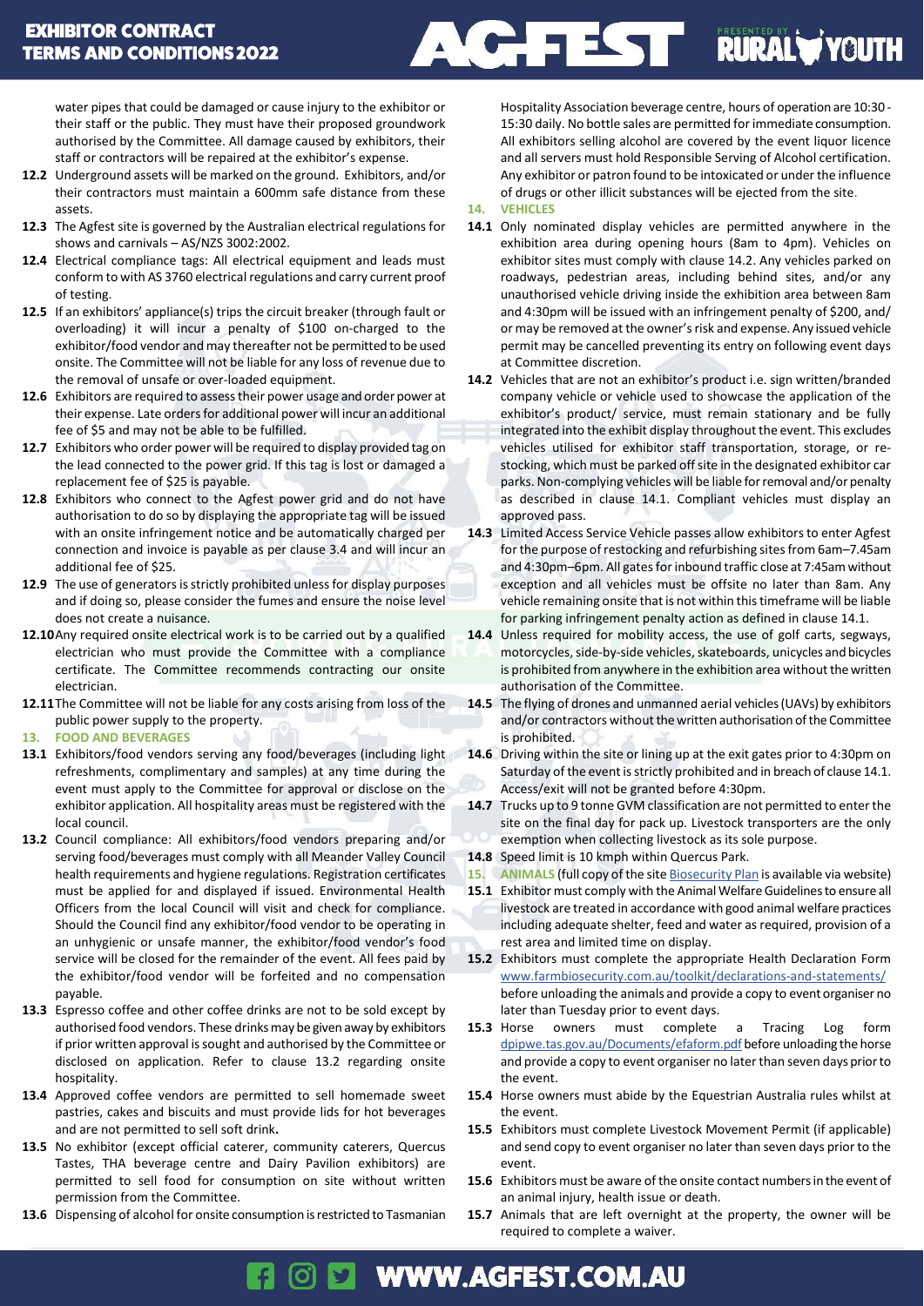water pipes that could be damaged or cause injury to the exhibitor or their staff or the public. They must have their proposed groundwork authorised by the Committee. All damage caused by exhibitors, their staff or contractors will be repaired at the exhibitor's expense.

**12.2** Underground assets will be marked on the ground. Exhibitors, and/or their contractors must maintain a 600mm safe distance from these assets.

**12.3** The Agfest site is governed by the Australian electrical regulations for shows and carnivals – AS/NZS 3002:2002.

**12.4** Electrical compliance tags: All electrical equipment and leads must conform to with AS 3760 electrical regulations and carry current proof of testing.

**12.5** If an exhibitors' appliance(s) trips the circuit breaker (through fault or overloading) it will incur a penalty of $100 on-charged to the exhibitor/food vendor and may thereafter not be permitted to be used onsite. The Committee will not be liable for any loss of revenue due to the removal of unsafe or over-loaded equipment.

**12.6** Exhibitors are required to assess their power usage and order power at their expense. Late orders for additional power will incur an additional fee of $5 and may not be able to be fulfilled.

**12.7** Exhibitors who order power will be required to display provided tag on the lead connected to the power grid. If this tag is lost or damaged a replacement fee of $25 is payable.

**12.8** Exhibitors who connect to the Agfest power grid and do not have authorisation to do so by displaying the appropriate tag will be issued with an onsite infringement notice and be automatically charged per connection and invoice is payable as per clause 3.4 and will incur an additional fee of $25.

**12.9** The use of generators is strictly prohibited unless for display purposes and if doing so, please consider the fumes and ensure the noise level does not create a nuisance.

**12.10** Any required onsite electrical work is to be carried out by a qualified electrician who must provide the Committee with a compliance certificate. The Committee recommends contracting our onsite electrician.

**12.11** The Committee will not be liable for any costs arising from loss of the public power supply to the property.

## 13. FOOD AND BEVERAGES

**13.1** Exhibitors/food vendors serving any food/beverages (including light refreshments, complimentary and samples) at any time during the event must apply to the Committee for approval or disclose on the exhibitor application. All hospitality areas must be registered with the local council.

**13.2** Council compliance: All exhibitors/food vendors preparing and/or serving food/beverages must comply with all Meander Valley Council health requirements and hygiene regulations. Registration certificates must be applied for and displayed if issued. Environmental Health Officers from the local Council will visit and check for compliance. Should the Council find any exhibitor/food vendor to be operating in an unhygienic or unsafe manner, the exhibitor/food vendor's food service will be closed for the remainder of the event. All fees paid by the exhibitor/food vendor will be forfeited and no compensation payable.

**13.3** Espresso coffee and other coffee drinks are not to be sold except by authorised food vendors. These drinks may be given away by exhibitors if prior written approval is sought and authorised by the Committee or disclosed on application. Refer to clause 13.2 regarding onsite hospitality.

**13.4** Approved coffee vendors are permitted to sell homemade sweet pastries, cakes and biscuits and must provide lids for hot beverages and are not permitted to sell soft drink**.**

**13.5** No exhibitor (except official caterer, community caterers, Quercus Tastes, THA beverage centre and Dairy Pavilion exhibitors) are permitted to sell food for consumption on site without written permission from the Committee.

**13.6** Dispensing of alcohol for onsite consumption is restricted to Tasmanian Hospitality Association beverage centre, hours of operation are 10:30 - 15:30 daily. No bottle sales are permitted for immediate consumption. All exhibitors selling alcohol are covered by the event liquor licence and all servers must hold Responsible Serving of Alcohol certification. Any exhibitor or patron found to be intoxicated or under the influence of drugs or other illicit substances will be ejected from the site.

## 14. VEHICLES

**14.1** Only nominated display vehicles are permitted anywhere in the exhibition area during opening hours (8am to 4pm). Vehicles on exhibitor sites must comply with clause 14.2. Any vehicles parked on roadways, pedestrian areas, including behind sites, and/or any unauthorised vehicle driving inside the exhibition area between 8am and 4:30pm will be issued with an infringement penalty of $200, and/or may be removed at the owner's risk and expense. Any issued vehicle permit may be cancelled preventing its entry on following event days at Committee discretion.

**14.2** Vehicles that are not an exhibitor's product i.e. sign written/branded company vehicle or vehicle used to showcase the application of the exhibitor's product/ service, must remain stationary and be fully integrated into the exhibit display throughout the event. This excludes vehicles utilised for exhibitor staff transportation, storage, or re-stocking, which must be parked off site in the designated exhibitor car parks. Non-complying vehicles will be liable for removal and/or penalty as described in clause 14.1. Compliant vehicles must display an approved pass.

**14.3** Limited Access Service Vehicle passes allow exhibitors to enter Agfest for the purpose of restocking and refurbishing sites from 6am–7.45am and 4:30pm–6pm. All gates for inbound traffic close at 7:45am without exception and all vehicles must be offsite no later than 8am. Any vehicle remaining onsite that is not within this timeframe will be liable for parking infringement penalty action as defined in clause 14.1.

**14.4** Unless required for mobility access, the use of golf carts, segways, motorcycles, side-by-side vehicles, skateboards, unicycles and bicycles is prohibited from anywhere in the exhibition area without the written authorisation of the Committee.

**14.5** The flying of drones and unmanned aerial vehicles (UAVs) by exhibitors and/or contractors without the written authorisation of the Committee is prohibited.

**14.6** Driving within the site or lining up at the exit gates prior to 4:30pm on Saturday of the event is strictly prohibited and in breach of clause 14.1. Access/exit will not be granted before 4:30pm.

**14.7** Trucks up to 9 tonne GVM classification are not permitted to enter the site on the final day for pack up. Livestock transporters are the only exemption when collecting livestock as its sole purpose.

**14.8** Speed limit is 10 kmph within Quercus Park.

## 15. ANIMALS (full copy of the site Biosecurity Plan is available via website)

**15.1** Exhibitor must comply with the Animal Welfare Guidelines to ensure all livestock are treated in accordance with good animal welfare practices including adequate shelter, feed and water as required, provision of a rest area and limited time on display.

**15.2** Exhibitors must complete the appropriate Health Declaration Form www.farmbiosecurity.com.au/toolkit/declarations-and-statements/ before unloading the animals and provide a copy to event organiser no later than Tuesday prior to event days.

**15.3** Horse owners must complete a Tracing Log form dpipwe.tas.gov.au/Documents/efaform.pdf before unloading the horse and provide a copy to event organiser no later than seven days prior to the event.

**15.4** Horse owners must abide by the Equestrian Australia rules whilst at the event.

**15.5** Exhibitors must complete Livestock Movement Permit (if applicable) and send copy to event organiser no later than seven days prior to the event.

**15.6** Exhibitors must be aware of the onsite contact numbers in the event of an animal injury, health issue or death.

**15.7** Animals that are left overnight at the property, the owner will be required to complete a waiver.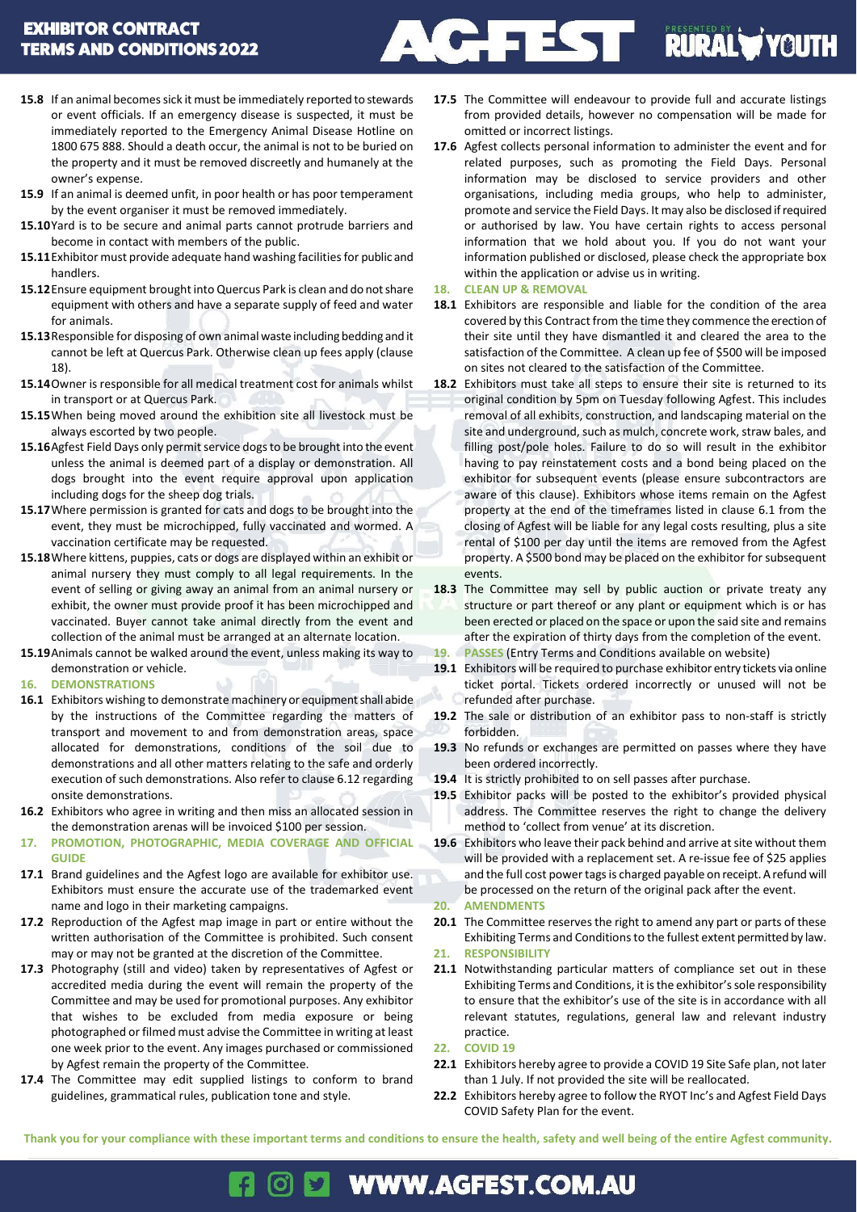**15.8** If an animal becomes sick it must be immediately reported to stewards or event officials. If an emergency disease is suspected, it must be immediately reported to the Emergency Animal Disease Hotline on 1800 675 888. Should a death occur, the animal is not to be buried on the property and it must be removed discreetly and humanely at the owner's expense.

**15.9** If an animal is deemed unfit, in poor health or has poor temperament by the event organiser it must be removed immediately.

**15.10** Yard is to be secure and animal parts cannot protrude barriers and become in contact with members of the public.

**15.11** Exhibitor must provide adequate hand washing facilities for public and handlers.

**15.12** Ensure equipment brought into Quercus Park is clean and do not share equipment with others and have a separate supply of feed and water for animals.

**15.13** Responsible for disposing of own animal waste including bedding and it cannot be left at Quercus Park. Otherwise clean up fees apply (clause 18).

**15.14** Owner is responsible for all medical treatment cost for animals whilst in transport or at Quercus Park.

**15.15** When being moved around the exhibition site all livestock must be always escorted by two people.

**15.16** Agfest Field Days only permit service dogs to be brought into the event unless the animal is deemed part of a display or demonstration. All dogs brought into the event require approval upon application including dogs for the sheep dog trials.

**15.17** Where permission is granted for cats and dogs to be brought into the event, they must be microchipped, fully vaccinated and wormed. A vaccination certificate may be requested.

**15.18** Where kittens, puppies, cats or dogs are displayed within an exhibit or animal nursery they must comply to all legal requirements. In the event of selling or giving away an animal from an animal nursery or exhibit, the owner must provide proof it has been microchipped and vaccinated. Buyer cannot take animal directly from the event and collection of the animal must be arranged at an alternate location.

**15.19** Animals cannot be walked around the event, unless making its way to demonstration or vehicle.

## 16. DEMONSTRATIONS

**16.1** Exhibitors wishing to demonstrate machinery or equipment shall abide by the instructions of the Committee regarding the matters of transport and movement to and from demonstration areas, space allocated for demonstrations, conditions of the soil due to demonstrations and all other matters relating to the safe and orderly execution of such demonstrations. Also refer to clause 6.12 regarding onsite demonstrations.

**16.2** Exhibitors who agree in writing and then miss an allocated session in the demonstration arenas will be invoiced $100 per session.

## 17. PROMOTION, PHOTOGRAPHIC, MEDIA COVERAGE AND OFFICIAL GUIDE

**17.1** Brand guidelines and the Agfest logo are available for exhibitor use. Exhibitors must ensure the accurate use of the trademarked event name and logo in their marketing campaigns.

**17.2** Reproduction of the Agfest map image in part or entire without the written authorisation of the Committee is prohibited. Such consent may or may not be granted at the discretion of the Committee.

**17.3** Photography (still and video) taken by representatives of Agfest or accredited media during the event will remain the property of the Committee and may be used for promotional purposes. Any exhibitor that wishes to be excluded from media exposure or being photographed or filmed must advise the Committee in writing at least one week prior to the event. Any images purchased or commissioned by Agfest remain the property of the Committee.

**17.4** The Committee may edit supplied listings to conform to brand guidelines, grammatical rules, publication tone and style.

**17.5** The Committee will endeavour to provide full and accurate listings from provided details, however no compensation will be made for omitted or incorrect listings.

**17.6** Agfest collects personal information to administer the event and for related purposes, such as promoting the Field Days. Personal information may be disclosed to service providers and other organisations, including media groups, who help to administer, promote and service the Field Days. It may also be disclosed if required or authorised by law. You have certain rights to access personal information that we hold about you. If you do not want your information published or disclosed, please check the appropriate box within the application or advise us in writing.

## 18. CLEAN UP & REMOVAL

**18.1** Exhibitors are responsible and liable for the condition of the area covered by this Contract from the time they commence the erection of their site until they have dismantled it and cleared the area to the satisfaction of the Committee. A clean up fee of $500 will be imposed on sites not cleared to the satisfaction of the Committee.

**18.2** Exhibitors must take all steps to ensure their site is returned to its original condition by 5pm on Tuesday following Agfest. This includes removal of all exhibits, construction, and landscaping material on the site and underground, such as mulch, concrete work, straw bales, and filling post/pole holes. Failure to do so will result in the exhibitor having to pay reinstatement costs and a bond being placed on the exhibitor for subsequent events (please ensure subcontractors are aware of this clause). Exhibitors whose items remain on the Agfest property at the end of the timeframes listed in clause 6.1 from the closing of Agfest will be liable for any legal costs resulting, plus a site rental of $100 per day until the items are removed from the Agfest property. A $500 bond may be placed on the exhibitor for subsequent events.

**18.3** The Committee may sell by public auction or private treaty any structure or part thereof or any plant or equipment which is or has been erected or placed on the space or upon the said site and remains after the expiration of thirty days from the completion of the event.

## 19. PASSES (Entry Terms and Conditions available on website)

**19.1** Exhibitors will be required to purchase exhibitor entry tickets via online ticket portal. Tickets ordered incorrectly or unused will not be refunded after purchase.

**19.2** The sale or distribution of an exhibitor pass to non-staff is strictly forbidden.

**19.3** No refunds or exchanges are permitted on passes where they have been ordered incorrectly.

**19.4** It is strictly prohibited to on sell passes after purchase.

**19.5** Exhibitor packs will be posted to the exhibitor's provided physical address. The Committee reserves the right to change the delivery method to 'collect from venue' at its discretion.

**19.6** Exhibitors who leave their pack behind and arrive at site without them will be provided with a replacement set. A re-issue fee of $25 applies and the full cost power tags is charged payable on receipt. A refund will be processed on the return of the original pack after the event.

## 20. AMENDMENTS

**20.1** The Committee reserves the right to amend any part or parts of these Exhibiting Terms and Conditions to the fullest extent permitted by law.

## 21. RESPONSIBILITY

**21.1** Notwithstanding particular matters of compliance set out in these Exhibiting Terms and Conditions, it is the exhibitor's sole responsibility to ensure that the exhibitor's use of the site is in accordance with all relevant statutes, regulations, general law and relevant industry practice.

## 22. COVID 19

**22.1** Exhibitors hereby agree to provide a COVID 19 Site Safe plan, not later than 1 July. If not provided the site will be reallocated.

**22.2** Exhibitors hereby agree to follow the RYOT Inc's and Agfest Field Days COVID Safety Plan for the event.

**Thank you for your compliance with these important terms and conditions to ensure the health, safety and well being of the entire Agfest community.**